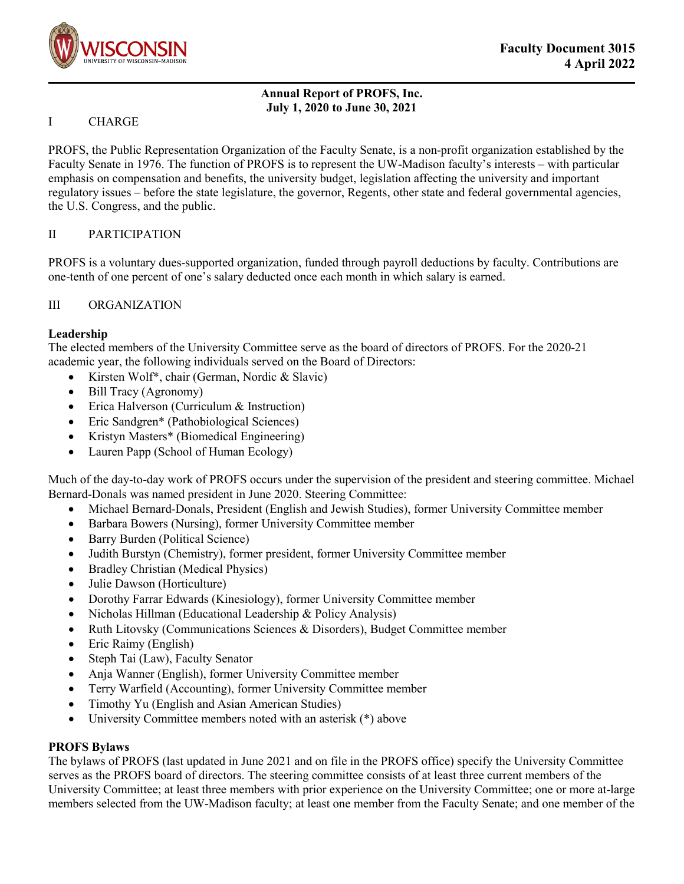Faculty Document 3015
4 April 2022

## Annual Report of PROFS, Inc.
## July 1, 2020 to June 30, 2021

## I CHARGE

PROFS, the Public Representation Organization of the Faculty Senate, is a non-profit organization established by the Faculty Senate in 1976. The function of PROFS is to represent the UW-Madison faculty's interests – with particular emphasis on compensation and benefits, the university budget, legislation affecting the university and important regulatory issues – before the state legislature, the governor, Regents, other state and federal governmental agencies, the U.S. Congress, and the public.

## II PARTICIPATION

PROFS is a voluntary dues-supported organization, funded through payroll deductions by faculty. Contributions are one-tenth of one percent of one's salary deducted once each month in which salary is earned.

## III ORGANIZATION

**Leadership**
The elected members of the University Committee serve as the board of directors of PROFS. For the 2020-21 academic year, the following individuals served on the Board of Directors:

- Kirsten Wolf*, chair (German, Nordic & Slavic)
- Bill Tracy (Agronomy)
- Erica Halverson (Curriculum & Instruction)
- Eric Sandgren* (Pathobiological Sciences)
- Kristyn Masters* (Biomedical Engineering)
- Lauren Papp (School of Human Ecology)

Much of the day-to-day work of PROFS occurs under the supervision of the president and steering committee. Michael Bernard-Donals was named president in June 2020. Steering Committee:

- Michael Bernard-Donals, President (English and Jewish Studies), former University Committee member
- Barbara Bowers (Nursing), former University Committee member
- Barry Burden (Political Science)
- Judith Burstyn (Chemistry), former president, former University Committee member
- Bradley Christian (Medical Physics)
- Julie Dawson (Horticulture)
- Dorothy Farrar Edwards (Kinesiology), former University Committee member
- Nicholas Hillman (Educational Leadership & Policy Analysis)
- Ruth Litovsky (Communications Sciences & Disorders), Budget Committee member
- Eric Raimy (English)
- Steph Tai (Law), Faculty Senator
- Anja Wanner (English), former University Committee member
- Terry Warfield (Accounting), former University Committee member
- Timothy Yu (English and Asian American Studies)
- University Committee members noted with an asterisk (*) above

**PROFS Bylaws**
The bylaws of PROFS (last updated in June 2021 and on file in the PROFS office) specify the University Committee serves as the PROFS board of directors. The steering committee consists of at least three current members of the University Committee; at least three members with prior experience on the University Committee; one or more at-large members selected from the UW-Madison faculty; at least one member from the Faculty Senate; and one member of the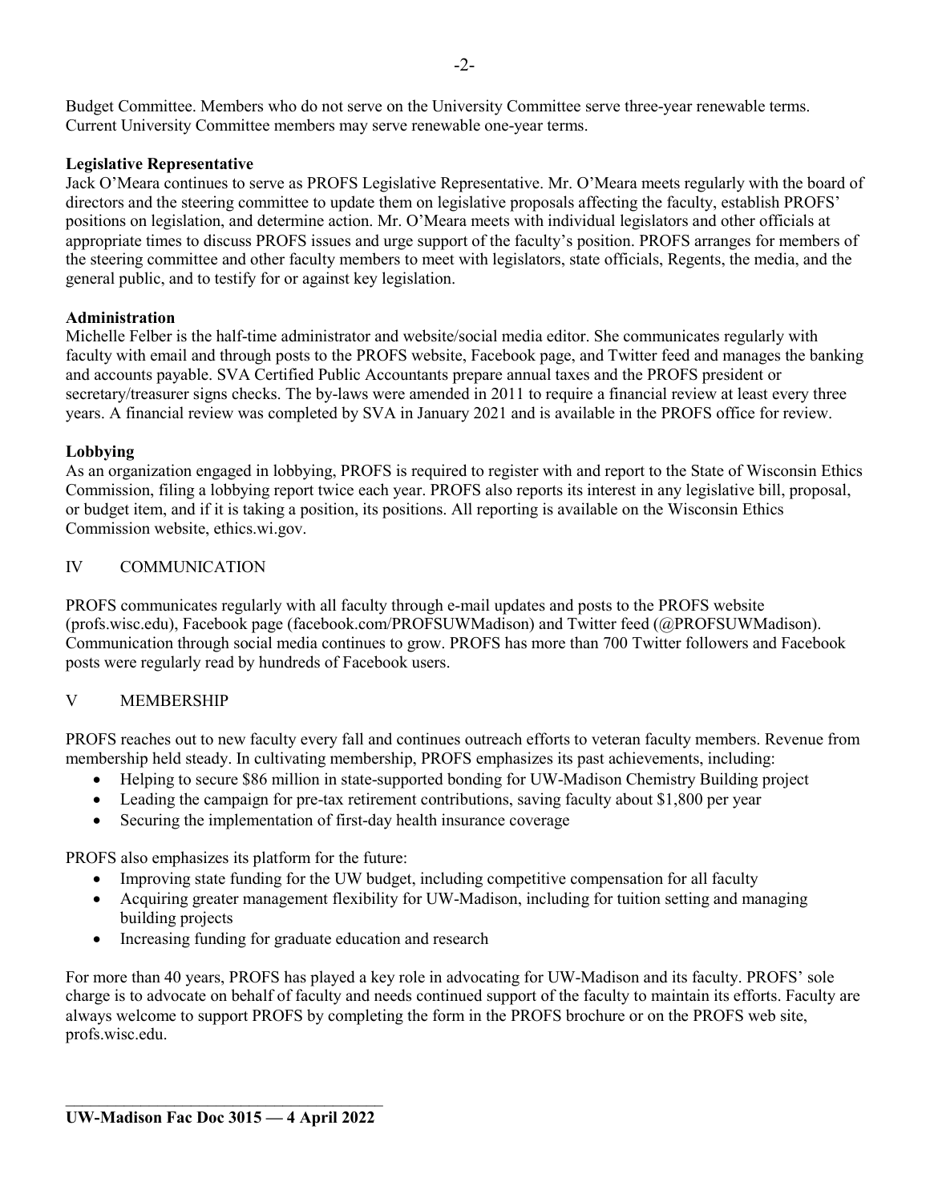Budget Committee. Members who do not serve on the University Committee serve three-year renewable terms. Current University Committee members may serve renewable one-year terms.

**Legislative Representative**

Jack O'Meara continues to serve as PROFS Legislative Representative. Mr. O'Meara meets regularly with the board of directors and the steering committee to update them on legislative proposals affecting the faculty, establish PROFS' positions on legislation, and determine action. Mr. O'Meara meets with individual legislators and other officials at appropriate times to discuss PROFS issues and urge support of the faculty's position. PROFS arranges for members of the steering committee and other faculty members to meet with legislators, state officials, Regents, the media, and the general public, and to testify for or against key legislation.

**Administration**

Michelle Felber is the half-time administrator and website/social media editor. She communicates regularly with faculty with email and through posts to the PROFS website, Facebook page, and Twitter feed and manages the banking and accounts payable. SVA Certified Public Accountants prepare annual taxes and the PROFS president or secretary/treasurer signs checks. The by-laws were amended in 2011 to require a financial review at least every three years. A financial review was completed by SVA in January 2021 and is available in the PROFS office for review.

**Lobbying**

As an organization engaged in lobbying, PROFS is required to register with and report to the State of Wisconsin Ethics Commission, filing a lobbying report twice each year. PROFS also reports its interest in any legislative bill, proposal, or budget item, and if it is taking a position, its positions. All reporting is available on the Wisconsin Ethics Commission website, ethics.wi.gov.

## IV COMMUNICATION

PROFS communicates regularly with all faculty through e-mail updates and posts to the PROFS website (profs.wisc.edu), Facebook page (facebook.com/PROFSUWMadison) and Twitter feed (@PROFSUWMadison). Communication through social media continues to grow. PROFS has more than 700 Twitter followers and Facebook posts were regularly read by hundreds of Facebook users.

## V MEMBERSHIP

PROFS reaches out to new faculty every fall and continues outreach efforts to veteran faculty members. Revenue from membership held steady. In cultivating membership, PROFS emphasizes its past achievements, including:

- Helping to secure $86 million in state-supported bonding for UW-Madison Chemistry Building project
- Leading the campaign for pre-tax retirement contributions, saving faculty about $1,800 per year
- Securing the implementation of first-day health insurance coverage

PROFS also emphasizes its platform for the future:

- Improving state funding for the UW budget, including competitive compensation for all faculty
- Acquiring greater management flexibility for UW-Madison, including for tuition setting and managing building projects
- Increasing funding for graduate education and research

For more than 40 years, PROFS has played a key role in advocating for UW-Madison and its faculty. PROFS' sole charge is to advocate on behalf of faculty and needs continued support of the faculty to maintain its efforts. Faculty are always welcome to support PROFS by completing the form in the PROFS brochure or on the PROFS web site, profs.wisc.edu.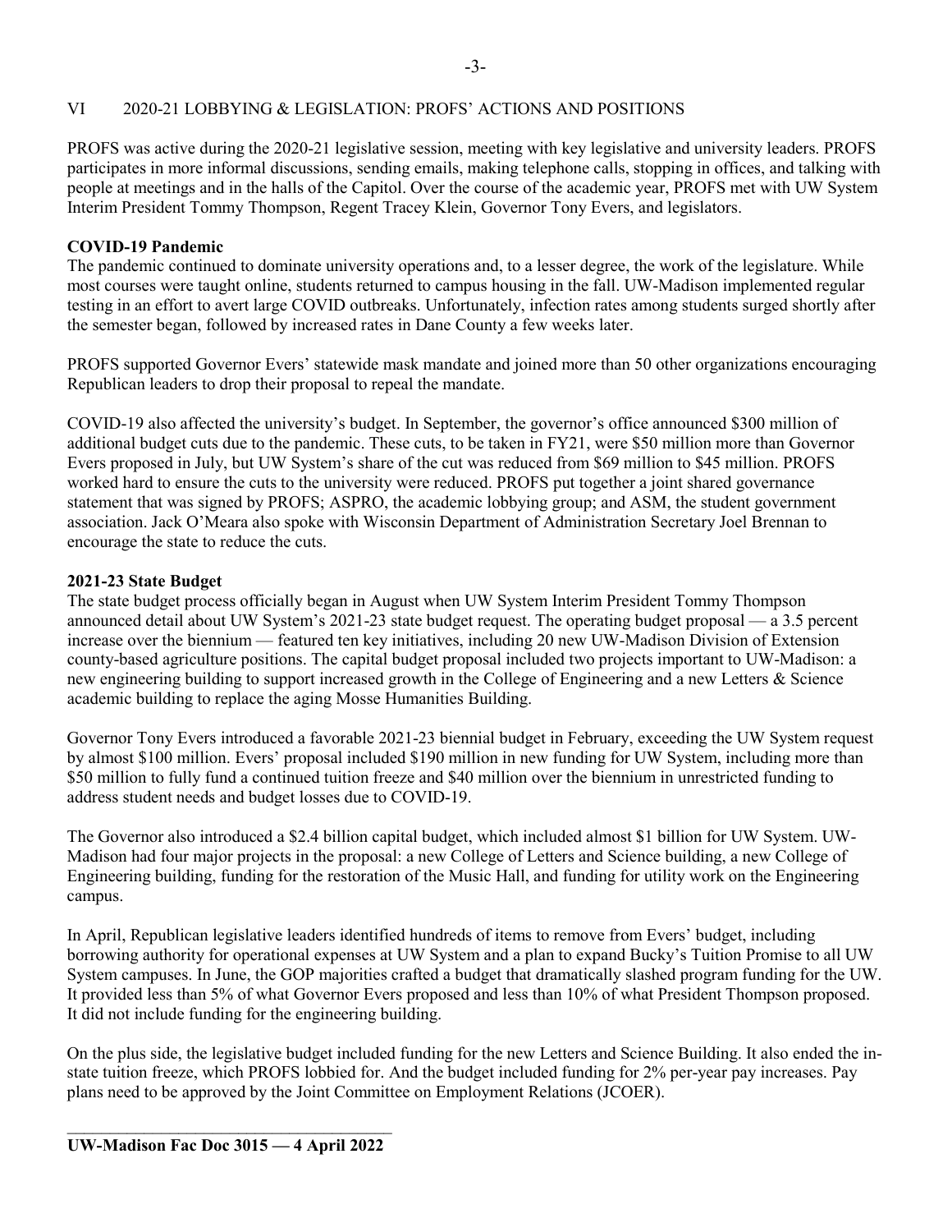## VI 2020-21 LOBBYING & LEGISLATION: PROFS' ACTIONS AND POSITIONS

PROFS was active during the 2020-21 legislative session, meeting with key legislative and university leaders. PROFS participates in more informal discussions, sending emails, making telephone calls, stopping in offices, and talking with people at meetings and in the halls of the Capitol. Over the course of the academic year, PROFS met with UW System Interim President Tommy Thompson, Regent Tracey Klein, Governor Tony Evers, and legislators.

**COVID-19 Pandemic**

The pandemic continued to dominate university operations and, to a lesser degree, the work of the legislature. While most courses were taught online, students returned to campus housing in the fall. UW-Madison implemented regular testing in an effort to avert large COVID outbreaks. Unfortunately, infection rates among students surged shortly after the semester began, followed by increased rates in Dane County a few weeks later.

PROFS supported Governor Evers' statewide mask mandate and joined more than 50 other organizations encouraging Republican leaders to drop their proposal to repeal the mandate.

COVID-19 also affected the university's budget. In September, the governor's office announced $300 million of additional budget cuts due to the pandemic. These cuts, to be taken in FY21, were $50 million more than Governor Evers proposed in July, but UW System's share of the cut was reduced from $69 million to $45 million. PROFS worked hard to ensure the cuts to the university were reduced. PROFS put together a joint shared governance statement that was signed by PROFS; ASPRO, the academic lobbying group; and ASM, the student government association. Jack O'Meara also spoke with Wisconsin Department of Administration Secretary Joel Brennan to encourage the state to reduce the cuts.

**2021-23 State Budget**

The state budget process officially began in August when UW System Interim President Tommy Thompson announced detail about UW System's 2021-23 state budget request. The operating budget proposal — a 3.5 percent increase over the biennium — featured ten key initiatives, including 20 new UW-Madison Division of Extension county-based agriculture positions. The capital budget proposal included two projects important to UW-Madison: a new engineering building to support increased growth in the College of Engineering and a new Letters & Science academic building to replace the aging Mosse Humanities Building.

Governor Tony Evers introduced a favorable 2021-23 biennial budget in February, exceeding the UW System request by almost $100 million. Evers' proposal included $190 million in new funding for UW System, including more than $50 million to fully fund a continued tuition freeze and $40 million over the biennium in unrestricted funding to address student needs and budget losses due to COVID-19.

The Governor also introduced a $2.4 billion capital budget, which included almost $1 billion for UW System. UW-Madison had four major projects in the proposal: a new College of Letters and Science building, a new College of Engineering building, funding for the restoration of the Music Hall, and funding for utility work on the Engineering campus.

In April, Republican legislative leaders identified hundreds of items to remove from Evers' budget, including borrowing authority for operational expenses at UW System and a plan to expand Bucky's Tuition Promise to all UW System campuses. In June, the GOP majorities crafted a budget that dramatically slashed program funding for the UW. It provided less than 5% of what Governor Evers proposed and less than 10% of what President Thompson proposed. It did not include funding for the engineering building.

On the plus side, the legislative budget included funding for the new Letters and Science Building. It also ended the in-state tuition freeze, which PROFS lobbied for. And the budget included funding for 2% per-year pay increases. Pay plans need to be approved by the Joint Committee on Employment Relations (JCOER).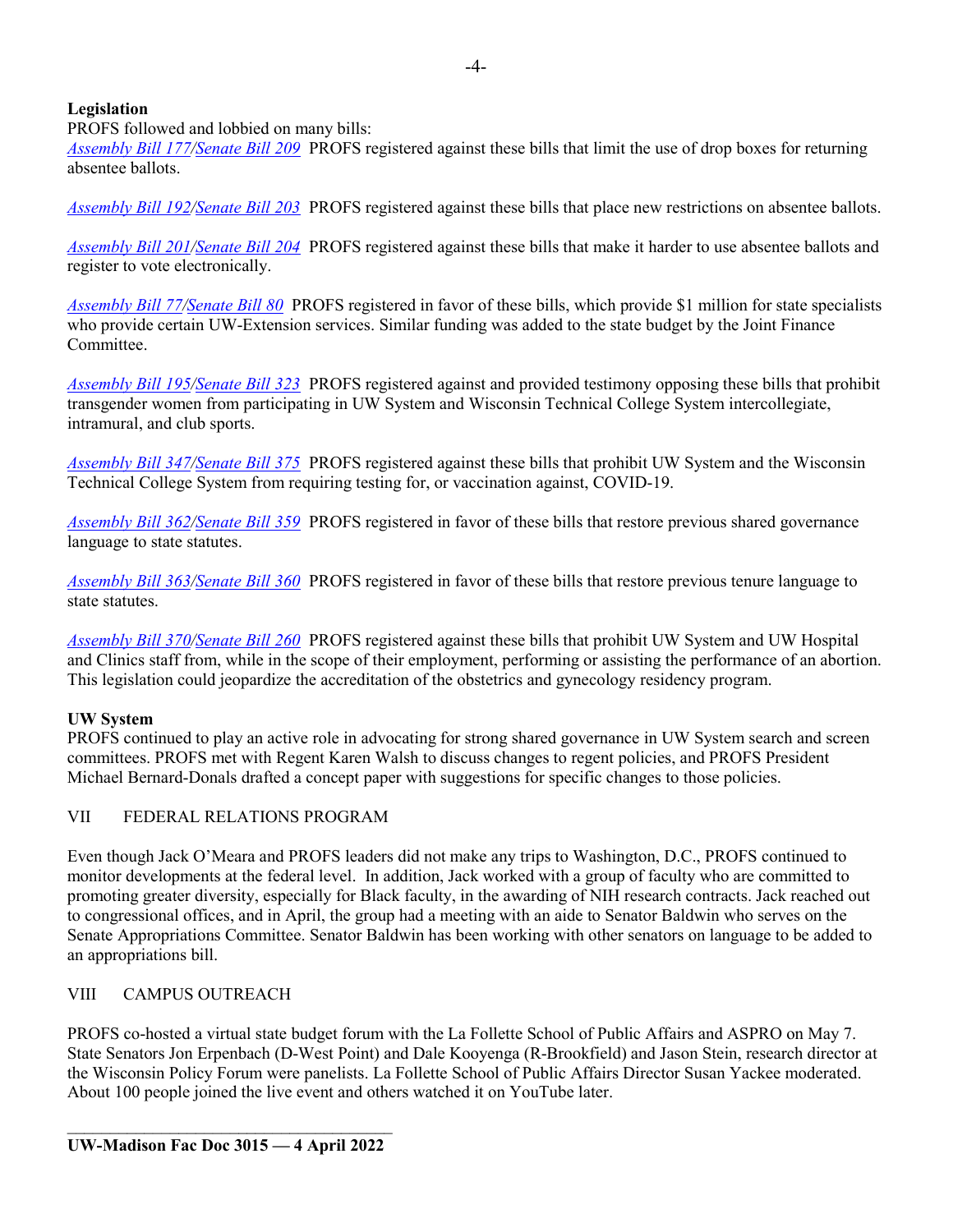**Legislation**

PROFS followed and lobbied on many bills:

*Assembly Bill 177/Senate Bill 209* PROFS registered against these bills that limit the use of drop boxes for returning absentee ballots.

*Assembly Bill 192/Senate Bill 203* PROFS registered against these bills that place new restrictions on absentee ballots.

*Assembly Bill 201/Senate Bill 204* PROFS registered against these bills that make it harder to use absentee ballots and register to vote electronically.

*Assembly Bill 77/Senate Bill 80* PROFS registered in favor of these bills, which provide $1 million for state specialists who provide certain UW-Extension services. Similar funding was added to the state budget by the Joint Finance Committee.

*Assembly Bill 195/Senate Bill 323* PROFS registered against and provided testimony opposing these bills that prohibit transgender women from participating in UW System and Wisconsin Technical College System intercollegiate, intramural, and club sports.

*Assembly Bill 347/Senate Bill 375* PROFS registered against these bills that prohibit UW System and the Wisconsin Technical College System from requiring testing for, or vaccination against, COVID-19.

*Assembly Bill 362/Senate Bill 359* PROFS registered in favor of these bills that restore previous shared governance language to state statutes.

*Assembly Bill 363/Senate Bill 360* PROFS registered in favor of these bills that restore previous tenure language to state statutes.

*Assembly Bill 370/Senate Bill 260* PROFS registered against these bills that prohibit UW System and UW Hospital and Clinics staff from, while in the scope of their employment, performing or assisting the performance of an abortion. This legislation could jeopardize the accreditation of the obstetrics and gynecology residency program.

**UW System**

PROFS continued to play an active role in advocating for strong shared governance in UW System search and screen committees. PROFS met with Regent Karen Walsh to discuss changes to regent policies, and PROFS President Michael Bernard-Donals drafted a concept paper with suggestions for specific changes to those policies.

## VII FEDERAL RELATIONS PROGRAM

Even though Jack O'Meara and PROFS leaders did not make any trips to Washington, D.C., PROFS continued to monitor developments at the federal level. In addition, Jack worked with a group of faculty who are committed to promoting greater diversity, especially for Black faculty, in the awarding of NIH research contracts. Jack reached out to congressional offices, and in April, the group had a meeting with an aide to Senator Baldwin who serves on the Senate Appropriations Committee. Senator Baldwin has been working with other senators on language to be added to an appropriations bill.

## VIII CAMPUS OUTREACH

PROFS co-hosted a virtual state budget forum with the La Follette School of Public Affairs and ASPRO on May 7. State Senators Jon Erpenbach (D-West Point) and Dale Kooyenga (R-Brookfield) and Jason Stein, research director at the Wisconsin Policy Forum were panelists. La Follette School of Public Affairs Director Susan Yackee moderated. About 100 people joined the live event and others watched it on YouTube later.

**UW-Madison Fac Doc 3015 — 4 April 2022**